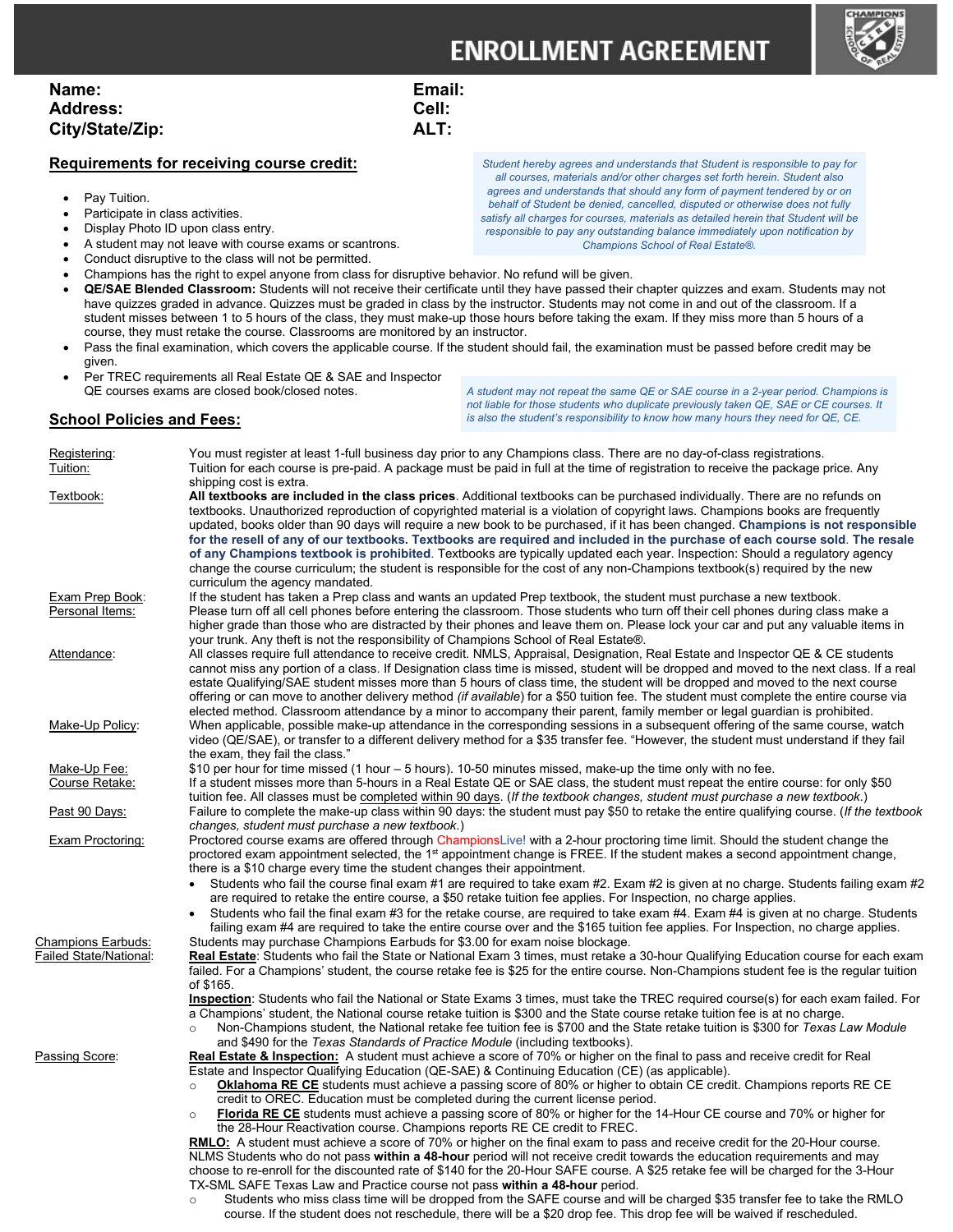# ENROLLMENT AGREEMENT

**Name:**
**Address:**
**City/State/Zip:**

**Email:**
**Cell:**
**ALT:**

## Requirements for receiving course credit:

*Student hereby agrees and understands that Student is responsible to pay for all courses, materials and/or other charges set forth herein. Student also agrees and understands that should any form of payment tendered by or on behalf of Student be denied, cancelled, disputed or otherwise does not fully satisfy all charges for courses, materials as detailed herein that Student will be responsible to pay any outstanding balance immediately upon notification by Champions School of Real Estate®.*

- Pay Tuition.
- Participate in class activities.
- Display Photo ID upon class entry.
- A student may not leave with course exams or scantrons.
- Conduct disruptive to the class will not be permitted.
- Champions has the right to expel anyone from class for disruptive behavior. No refund will be given.
- **QE/SAE Blended Classroom:** Students will not receive their certificate until they have passed their chapter quizzes and exam. Students may not have quizzes graded in advance. Quizzes must be graded in class by the instructor. Students may not come in and out of the classroom. If a student misses between 1 to 5 hours of the class, they must make-up those hours before taking the exam. If they miss more than 5 hours of a course, they must retake the course. Classrooms are monitored by an instructor.
- Pass the final examination, which covers the applicable course. If the student should fail, the examination must be passed before credit may be given.
- Per TREC requirements all Real Estate QE & SAE and Inspector QE courses exams are closed book/closed notes.

*A student may not repeat the same QE or SAE course in a 2-year period. Champions is not liable for those students who duplicate previously taken QE, SAE or CE courses. It is also the student's responsibility to know how many hours they need for QE, CE.*

## School Policies and Fees:

Registering: You must register at least 1-full business day prior to any Champions class. There are no day-of-class registrations.

Tuition: Tuition for each course is pre-paid. A package must be paid in full at the time of registration to receive the package price. Any shipping cost is extra.

Textbook: **All textbooks are included in the class prices**. Additional textbooks can be purchased individually. There are no refunds on textbooks. Unauthorized reproduction of copyrighted material is a violation of copyright laws. Champions books are frequently updated, books older than 90 days will require a new book to be purchased, if it has been changed. **Champions is not responsible for the resell of any of our textbooks. Textbooks are required and included in the purchase of each course sold**. **The resale of any Champions textbook is prohibited**. Textbooks are typically updated each year. Inspection: Should a regulatory agency change the course curriculum; the student is responsible for the cost of any non-Champions textbook(s) required by the new curriculum the agency mandated.

Exam Prep Book: If the student has taken a Prep class and wants an updated Prep textbook, the student must purchase a new textbook.

Personal Items: Please turn off all cell phones before entering the classroom. Those students who turn off their cell phones during class make a higher grade than those who are distracted by their phones and leave them on. Please lock your car and put any valuable items in your trunk. Any theft is not the responsibility of Champions School of Real Estate®.

Attendance: All classes require full attendance to receive credit. NMLS, Appraisal, Designation, Real Estate and Inspector QE & CE students cannot miss any portion of a class. If Designation class time is missed, student will be dropped and moved to the next class. If a real estate Qualifying/SAE student misses more than 5 hours of class time, the student will be dropped and moved to the next course offering or can move to another delivery method *(if available)* for a $50 tuition fee. The student must complete the entire course via elected method. Classroom attendance by a minor to accompany their parent, family member or legal guardian is prohibited.

Make-Up Policy: When applicable, possible make-up attendance in the corresponding sessions in a subsequent offering of the same course, watch video (QE/SAE), or transfer to a different delivery method for a $35 transfer fee. "However, the student must understand if they fail the exam, they fail the class."

Make-Up Fee: $10 per hour for time missed (1 hour – 5 hours). 10-50 minutes missed, make-up the time only with no fee.

Course Retake: If a student misses more than 5-hours in a Real Estate QE or SAE class, the student must repeat the entire course: for only $50 tuition fee. All classes must be completed within 90 days. (*If the textbook changes, student must purchase a new textbook.*)

Past 90 Days: Failure to complete the make-up class within 90 days: the student must pay $50 to retake the entire qualifying course. (*If the textbook changes, student must purchase a new textbook.*)

Exam Proctoring: Proctored course exams are offered through ChampionsLive! with a 2-hour proctoring time limit. Should the student change the proctored exam appointment selected, the 1st appointment change is FREE. If the student makes a second appointment change, there is a $10 charge every time the student changes their appointment.

- Students who fail the course final exam #1 are required to take exam #2. Exam #2 is given at no charge. Students failing exam #2 are required to retake the entire course, a $50 retake tuition fee applies. For Inspection, no charge applies.
- Students who fail the final exam #3 for the retake course, are required to take exam #4. Exam #4 is given at no charge. Students failing exam #4 are required to take the entire course over and the $165 tuition fee applies. For Inspection, no charge applies.

Champions Earbuds: Students may purchase Champions Earbuds for $3.00 for exam noise blockage.

Failed State/National: **Real Estate**: Students who fail the State or National Exam 3 times, must retake a 30-hour Qualifying Education course for each exam failed. For a Champions' student, the course retake fee is $25 for the entire course. Non-Champions student fee is the regular tuition of $165.

**Inspection**: Students who fail the National or State Exams 3 times, must take the TREC required course(s) for each exam failed. For a Champions' student, the National course retake tuition is $300 and the State course retake tuition fee is at no charge.

- Non-Champions student, the National retake fee tuition fee is $700 and the State retake tuition is $300 for *Texas Law Module* and $490 for the *Texas Standards of Practice Module* (including textbooks).

Passing Score: **Real Estate & Inspection:** A student must achieve a score of 70% or higher on the final to pass and receive credit for Real Estate and Inspector Qualifying Education (QE-SAE) & Continuing Education (CE) (as applicable).

- **Oklahoma RE CE** students must achieve a passing score of 80% or higher to obtain CE credit. Champions reports RE CE credit to OREC. Education must be completed during the current license period.
- **Florida RE CE** students must achieve a passing score of 80% or higher for the 14-Hour CE course and 70% or higher for the 28-Hour Reactivation course. Champions reports RE CE credit to FREC.

**RMLO:** A student must achieve a score of 70% or higher on the final exam to pass and receive credit for the 20-Hour course. NLMS Students who do not pass **within a 48-hour** period will not receive credit towards the education requirements and may choose to re-enroll for the discounted rate of $140 for the 20-Hour SAFE course. A $25 retake fee will be charged for the 3-Hour TX-SML SAFE Texas Law and Practice course not pass **within a 48-hour** period.

- Students who miss class time will be dropped from the SAFE course and will be charged $35 transfer fee to take the RMLO course. If the student does not reschedule, there will be a $20 drop fee. This drop fee will be waived if rescheduled.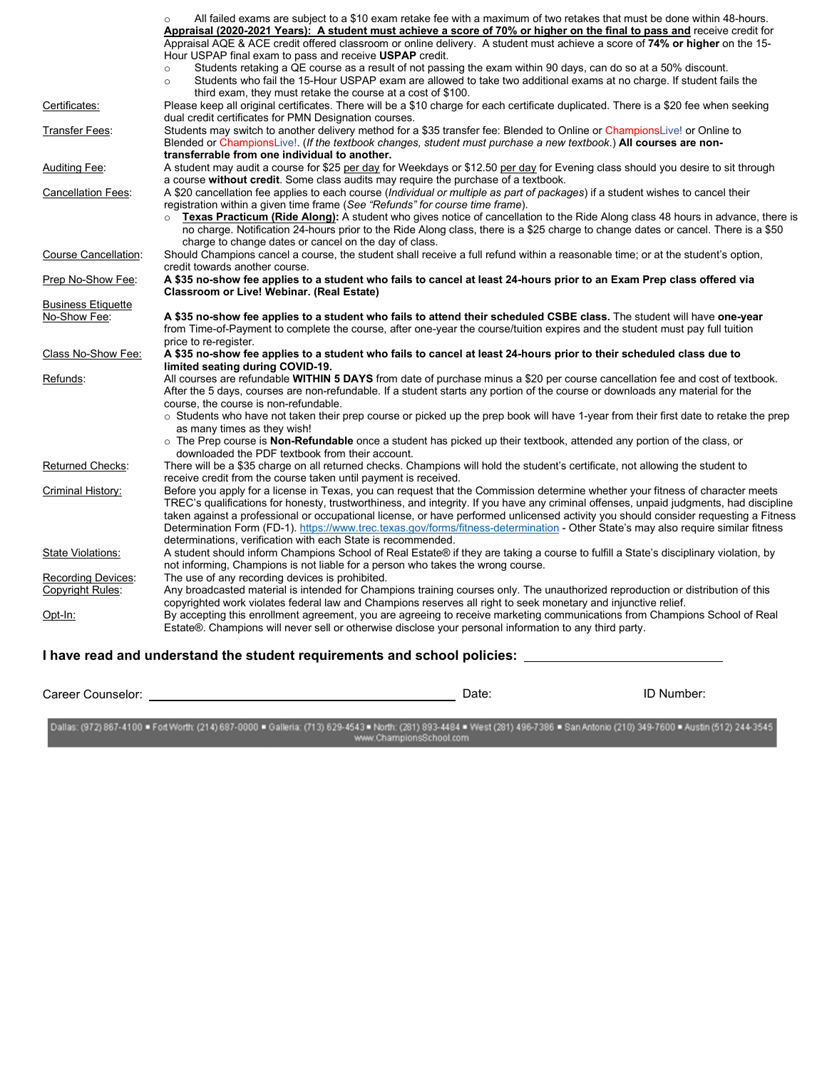- All failed exams are subject to a $10 exam retake fee with a maximum of two retakes that must be done within 48-hours.

**Appraisal (2020-2021 Years): A student must achieve a score of 70% or higher on the final to pass and** receive credit for Appraisal AQE & ACE credit offered classroom or online delivery. A student must achieve a score of **74% or higher** on the 15-Hour USPAP final exam to pass and receive **USPAP** credit.

- Students retaking a QE course as a result of not passing the exam within 90 days, can do so at a 50% discount.
- Students who fail the 15-Hour USPAP exam are allowed to take two additional exams at no charge. If student fails the third exam, they must retake the course at a cost of $100.

Certificates: Please keep all original certificates. There will be a $10 charge for each certificate duplicated. There is a $20 fee when seeking dual credit certificates for PMN Designation courses.

Transfer Fees: Students may switch to another delivery method for a $35 transfer fee: Blended to Online or ChampionsLive! or Online to Blended or ChampionsLive!. (*If the textbook changes, student must purchase a new textbook.*) **All courses are non-transferrable from one individual to another.**

Auditing Fee: A student may audit a course for $25 per day for Weekdays or $12.50 per day for Evening class should you desire to sit through a course **without credit**. Some class audits may require the purchase of a textbook.

Cancellation Fees: A $20 cancellation fee applies to each course (*Individual or multiple as part of packages*) if a student wishes to cancel their registration within a given time frame (*See "Refunds" for course time frame*).

- **Texas Practicum (Ride Along):** A student who gives notice of cancellation to the Ride Along class 48 hours in advance, there is no charge. Notification 24-hours prior to the Ride Along class, there is a $25 charge to change dates or cancel. There is a $50 charge to change dates or cancel on the day of class.

Course Cancellation: Should Champions cancel a course, the student shall receive a full refund within a reasonable time; or at the student's option, credit towards another course.

Prep No-Show Fee: **A $35 no-show fee applies to a student who fails to cancel at least 24-hours prior to an Exam Prep class offered via Classroom or Live! Webinar. (Real Estate)**

Business Etiquette No-Show Fee: **A $35 no-show fee applies to a student who fails to attend their scheduled CSBE class.** The student will have **one-year** from Time-of-Payment to complete the course, after one-year the course/tuition expires and the student must pay full tuition price to re-register.

Class No-Show Fee: **A $35 no-show fee applies to a student who fails to cancel at least 24-hours prior to their scheduled class due to limited seating during COVID-19.**

Refunds: All courses are refundable **WITHIN 5 DAYS** from date of purchase minus a $20 per course cancellation fee and cost of textbook. After the 5 days, courses are non-refundable. If a student starts any portion of the course or downloads any material for the course, the course is non-refundable.

- Students who have not taken their prep course or picked up the prep book will have 1-year from their first date to retake the prep as many times as they wish!
- The Prep course is **Non-Refundable** once a student has picked up their textbook, attended any portion of the class, or downloaded the PDF textbook from their account.

Returned Checks: There will be a $35 charge on all returned checks. Champions will hold the student's certificate, not allowing the student to receive credit from the course taken until payment is received.

Criminal History: Before you apply for a license in Texas, you can request that the Commission determine whether your fitness of character meets TREC's qualifications for honesty, trustworthiness, and integrity. If you have any criminal offenses, unpaid judgments, had discipline taken against a professional or occupational license, or have performed unlicensed activity you should consider requesting a Fitness Determination Form (FD-1). https://www.trec.texas.gov/forms/fitness-determination - Other State's may also require similar fitness determinations, verification with each State is recommended.

State Violations: A student should inform Champions School of Real Estate® if they are taking a course to fulfill a State's disciplinary violation, by not informing, Champions is not liable for a person who takes the wrong course.

Recording Devices: The use of any recording devices is prohibited.

Copyright Rules: Any broadcasted material is intended for Champions training courses only. The unauthorized reproduction or distribution of this copyrighted work violates federal law and Champions reserves all right to seek monetary and injunctive relief.

Opt-In: By accepting this enrollment agreement, you are agreeing to receive marketing communications from Champions School of Real Estate®. Champions will never sell or otherwise disclose your personal information to any third party.

**I have read and understand the student requirements and school policies:** ______________________

Career Counselor: ______________________ Date: ID Number:

Dallas: (972) 867-4100 ▪ Fort Worth: (214) 687-0000 ▪ Galleria: (713) 629-4543 ▪ North: (281) 893-4484 ▪ West (281) 496-7386 ▪ San Antonio (210) 349-7600 ▪ Austin (512) 244-3545
www.ChampionsSchool.com